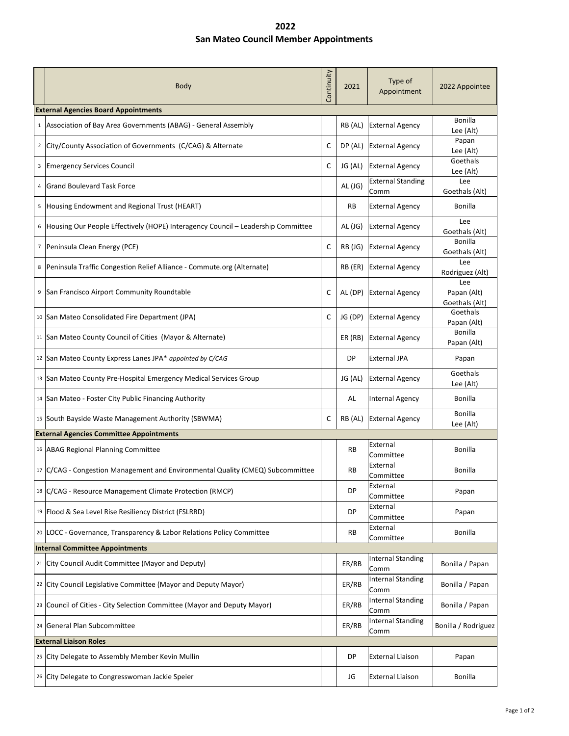# 2022
# San Mateo Council Member Appointments

| | Body | Continuity | 2021 | Type of Appointment | 2022 Appointee |
|---|---|---|---|---|---|
| **External Agencies Board Appointments** | | | | | |
| 1 | Association of Bay Area Governments (ABAG) - General Assembly | | RB (AL) | External Agency | Bonilla<br>Lee (Alt) |
| 2 | City/County Association of Governments (C/CAG) & Alternate | C | DP (AL) | External Agency | Papan<br>Lee (Alt) |
| 3 | Emergency Services Council | C | JG (AL) | External Agency | Goethals<br>Lee (Alt) |
| 4 | Grand Boulevard Task Force | | AL (JG) | External Standing Comm | Lee<br>Goethals (Alt) |
| 5 | Housing Endowment and Regional Trust (HEART) | | RB | External Agency | Bonilla |
| 6 | Housing Our People Effectively (HOPE) Interagency Council – Leadership Committee | | AL (JG) | External Agency | Lee<br>Goethals (Alt) |
| 7 | Peninsula Clean Energy (PCE) | C | RB (JG) | External Agency | Bonilla<br>Goethals (Alt) |
| 8 | Peninsula Traffic Congestion Relief Alliance - Commute.org (Alternate) | | RB (ER) | External Agency | Lee<br>Rodriguez (Alt) |
| 9 | San Francisco Airport Community Roundtable | C | AL (DP) | External Agency | Lee<br>Papan (Alt)<br>Goethals (Alt) |
| 10 | San Mateo Consolidated Fire Department (JPA) | C | JG (DP) | External Agency | Goethals<br>Papan (Alt) |
| 11 | San Mateo County Council of Cities (Mayor & Alternate) | | ER (RB) | External Agency | Bonilla<br>Papan (Alt) |
| 12 | San Mateo County Express Lanes JPA* *appointed by C/CAG* | | DP | External JPA | Papan |
| 13 | San Mateo County Pre-Hospital Emergency Medical Services Group | | JG (AL) | External Agency | Goethals<br>Lee (Alt) |
| 14 | San Mateo - Foster City Public Financing Authority | | AL | Internal Agency | Bonilla |
| 15 | South Bayside Waste Management Authority (SBWMA) | C | RB (AL) | External Agency | Bonilla<br>Lee (Alt) |
| **External Agencies Committee Appointments** | | | | | |
| 16 | ABAG Regional Planning Committee | | RB | External Committee | Bonilla |
| 17 | C/CAG - Congestion Management and Environmental Quality (CMEQ) Subcommittee | | RB | External Committee | Bonilla |
| 18 | C/CAG - Resource Management Climate Protection (RMCP) | | DP | External Committee | Papan |
| 19 | Flood & Sea Level Rise Resiliency District (FSLRRD) | | DP | External Committee | Papan |
| 20 | LOCC - Governance, Transparency & Labor Relations Policy Committee | | RB | External Committee | Bonilla |
| **Internal Committee Appointments** | | | | | |
| 21 | City Council Audit Committee (Mayor and Deputy) | | ER/RB | Internal Standing Comm | Bonilla / Papan |
| 22 | City Council Legislative Committee (Mayor and Deputy Mayor) | | ER/RB | Internal Standing Comm | Bonilla / Papan |
| 23 | Council of Cities - City Selection Committee (Mayor and Deputy Mayor) | | ER/RB | Internal Standing Comm | Bonilla / Papan |
| 24 | General Plan Subcommittee | | ER/RB | Internal Standing Comm | Bonilla / Rodriguez |
| **External Liaison Roles** | | | | | |
| 25 | City Delegate to Assembly Member Kevin Mullin | | DP | External Liaison | Papan |
| 26 | City Delegate to Congresswoman Jackie Speier | | JG | External Liaison | Bonilla |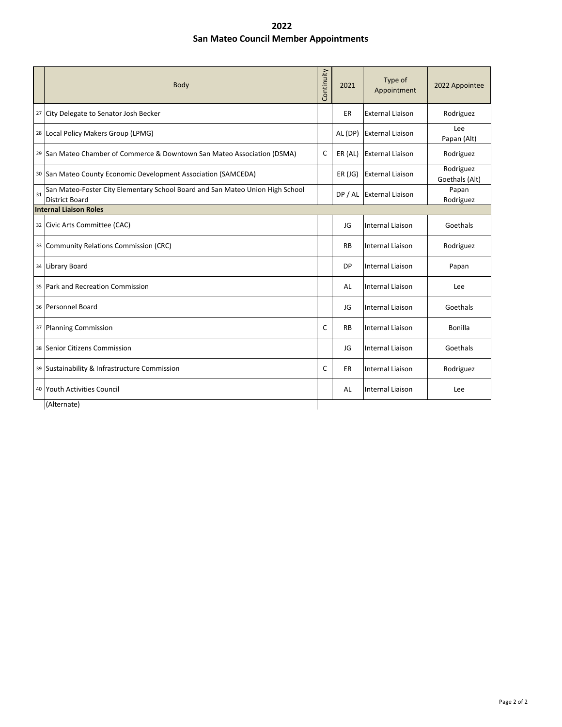# 2022
# San Mateo Council Member Appointments

| | Body | Continuity | 2021 | Type of Appointment | 2022 Appointee |
|---|---|---|---|---|---|
| 27 | City Delegate to Senator Josh Becker | | ER | External Liaison | Rodriguez |
| 28 | Local Policy Makers Group (LPMG) | | AL (DP) | External Liaison | Lee<br>Papan (Alt) |
| 29 | San Mateo Chamber of Commerce & Downtown San Mateo Association (DSMA) | C | ER (AL) | External Liaison | Rodriguez |
| 30 | San Mateo County Economic Development Association (SAMCEDA) | | ER (JG) | External Liaison | Rodriguez<br>Goethals (Alt) |
| 31 | San Mateo-Foster City Elementary School Board and San Mateo Union High School District Board | | DP / AL | External Liaison | Papan<br>Rodriguez |
| | **Internal Liaison Roles** | | | | |
| 32 | Civic Arts Committee (CAC) | | JG | Internal Liaison | Goethals |
| 33 | Community Relations Commission (CRC) | | RB | Internal Liaison | Rodriguez |
| 34 | Library Board | | DP | Internal Liaison | Papan |
| 35 | Park and Recreation Commission | | AL | Internal Liaison | Lee |
| 36 | Personnel Board | | JG | Internal Liaison | Goethals |
| 37 | Planning Commission | C | RB | Internal Liaison | Bonilla |
| 38 | Senior Citizens Commission | | JG | Internal Liaison | Goethals |
| 39 | Sustainability & Infrastructure Commission | C | ER | Internal Liaison | Rodriguez |
| 40 | Youth Activities Council | | AL | Internal Liaison | Lee |

(Alternate)